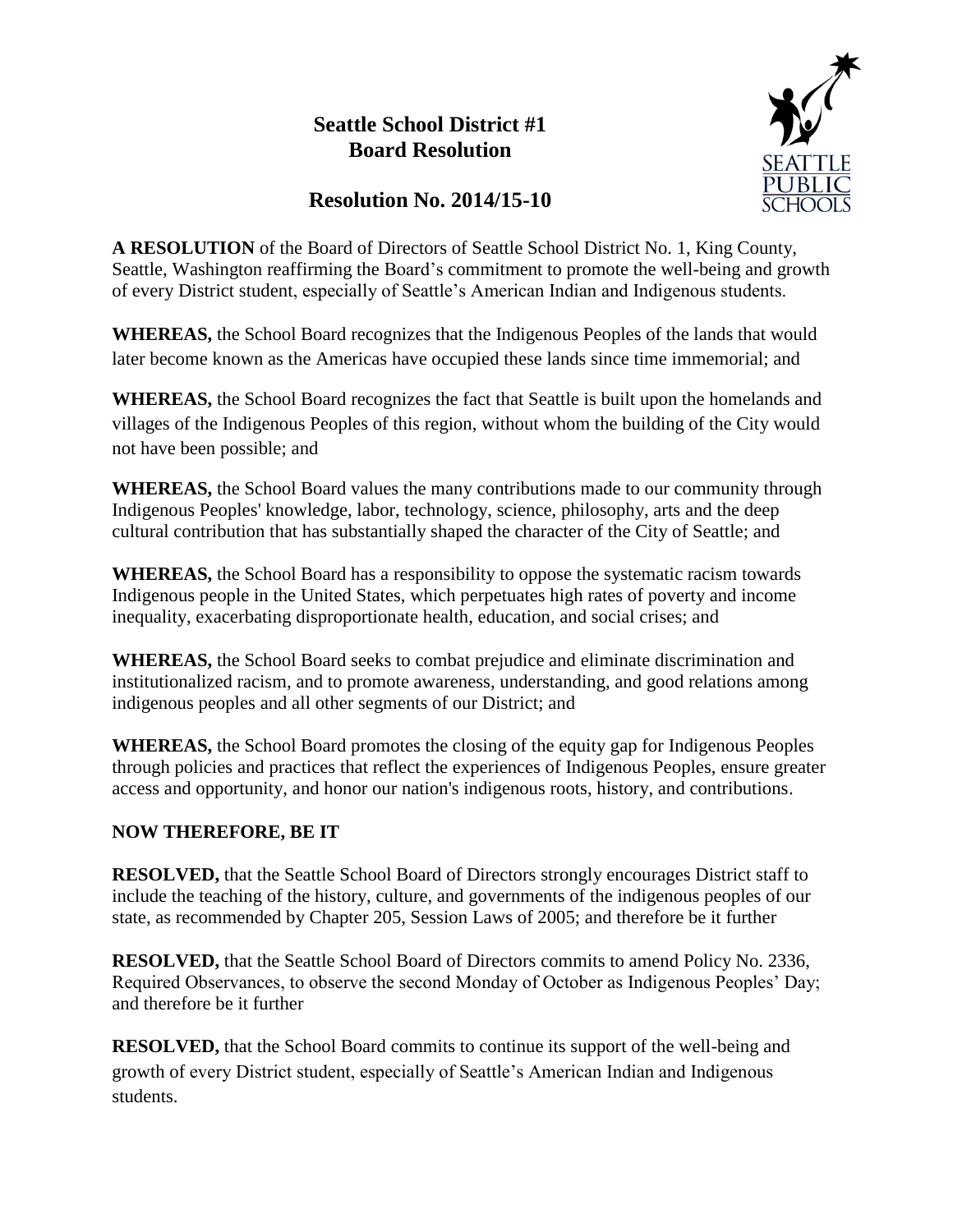# Seattle School District #1
# Board Resolution

## Resolution No. 2014/15-10

**A RESOLUTION** of the Board of Directors of Seattle School District No. 1, King County, Seattle, Washington reaffirming the Board's commitment to promote the well-being and growth of every District student, especially of Seattle's American Indian and Indigenous students.

**WHEREAS,** the School Board recognizes that the Indigenous Peoples of the lands that would later become known as the Americas have occupied these lands since time immemorial; and

**WHEREAS,** the School Board recognizes the fact that Seattle is built upon the homelands and villages of the Indigenous Peoples of this region, without whom the building of the City would not have been possible; and

**WHEREAS,** the School Board values the many contributions made to our community through Indigenous Peoples' knowledge, labor, technology, science, philosophy, arts and the deep cultural contribution that has substantially shaped the character of the City of Seattle; and

**WHEREAS,** the School Board has a responsibility to oppose the systematic racism towards Indigenous people in the United States, which perpetuates high rates of poverty and income inequality, exacerbating disproportionate health, education, and social crises; and

**WHEREAS,** the School Board seeks to combat prejudice and eliminate discrimination and institutionalized racism, and to promote awareness, understanding, and good relations among indigenous peoples and all other segments of our District; and

**WHEREAS,** the School Board promotes the closing of the equity gap for Indigenous Peoples through policies and practices that reflect the experiences of Indigenous Peoples, ensure greater access and opportunity, and honor our nation's indigenous roots, history, and contributions.

**NOW THEREFORE, BE IT**

**RESOLVED,** that the Seattle School Board of Directors strongly encourages District staff to include the teaching of the history, culture, and governments of the indigenous peoples of our state, as recommended by Chapter 205, Session Laws of 2005; and therefore be it further

**RESOLVED,** that the Seattle School Board of Directors commits to amend Policy No. 2336, Required Observances, to observe the second Monday of October as Indigenous Peoples' Day; and therefore be it further

**RESOLVED,** that the School Board commits to continue its support of the well-being and growth of every District student, especially of Seattle's American Indian and Indigenous students.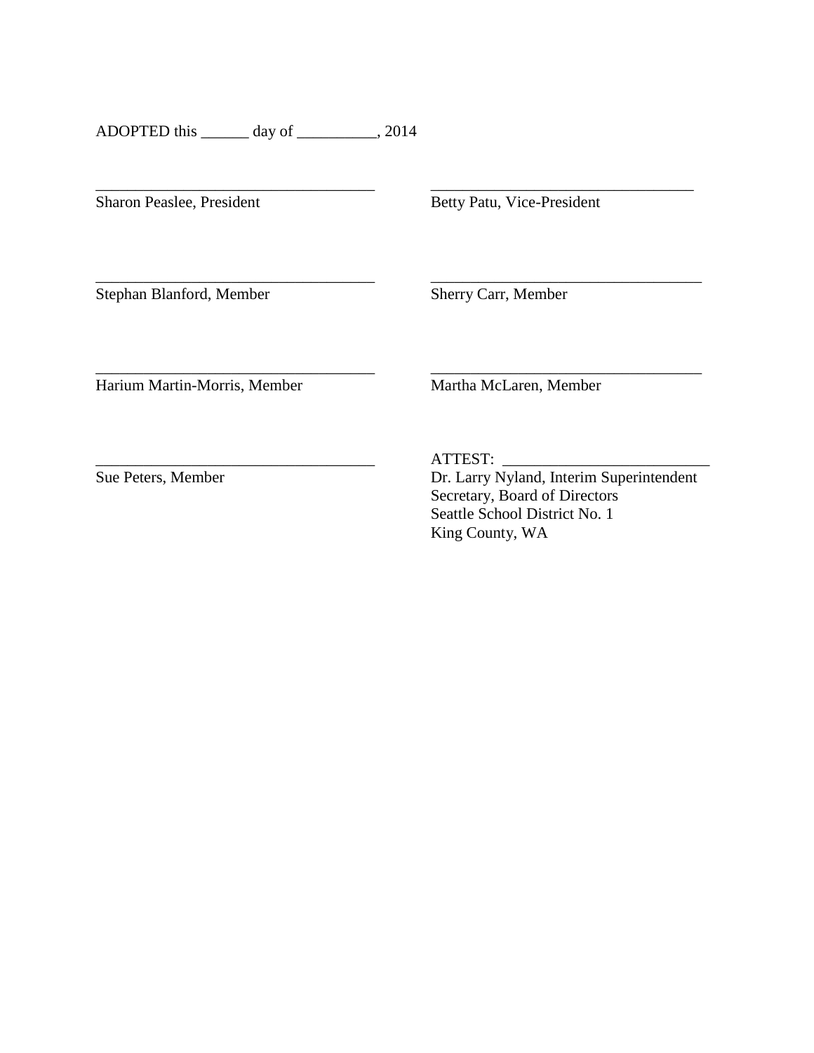ADOPTED this ______ day of __________, 2014

| | |
|---|---|
| ___________________________________ | _________________________________ |
| Sharon Peaslee, President | Betty Patu, Vice-President |
| ___________________________________ | __________________________________ |
| Stephan Blanford, Member | Sherry Carr, Member |
| ___________________________________ | __________________________________ |
| Harium Martin-Morris, Member | Martha McLaren, Member |
| ___________________________________ | ATTEST: __________________________ |
| Sue Peters, Member | Dr. Larry Nyland, Interim Superintendent<br>Secretary, Board of Directors<br>Seattle School District No. 1<br>King County, WA |